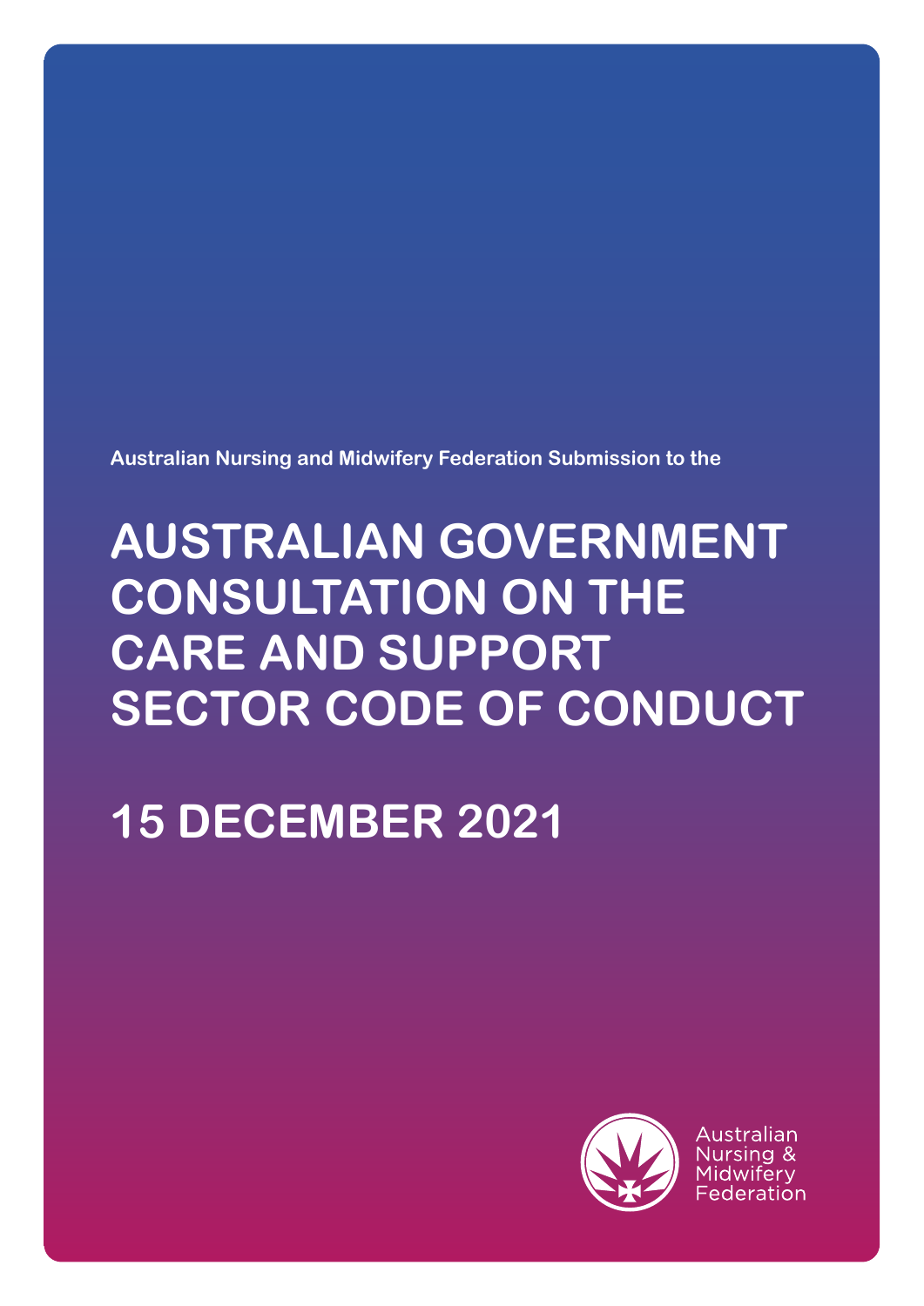Australian Nursing and Midwifery Federation Submission to the

# AUSTRALIAN GOVERNMENT CONSULTATION ON THE CARE AND SUPPORT SECTOR CODE OF CONDUCT

# 15 DECEMBER 2021

Australian Nursing & Midwifery Federation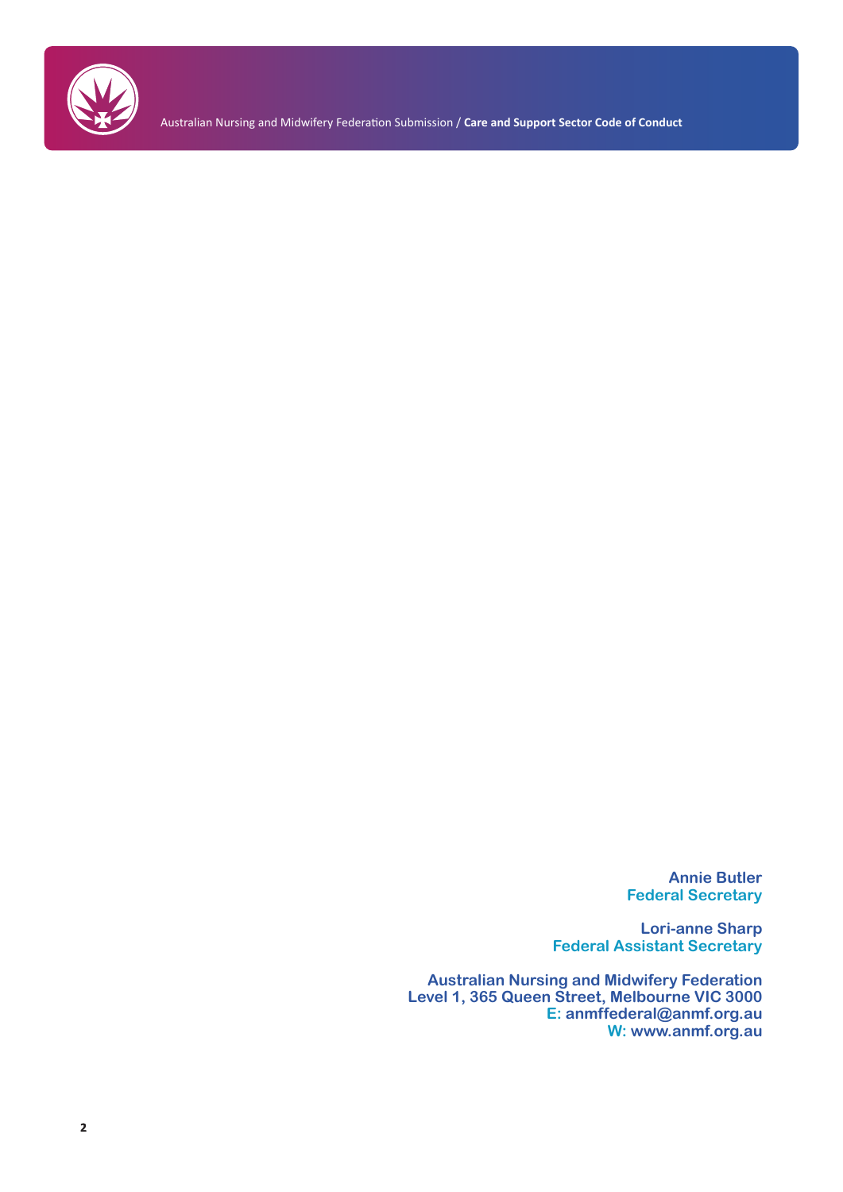**Annie Butler**
**Federal Secretary**

**Lori-anne Sharp**
**Federal Assistant Secretary**

**Australian Nursing and Midwifery Federation**
**Level 1, 365 Queen Street, Melbourne VIC 3000**
**E: anmffederal@anmf.org.au**
**W: www.anmf.org.au**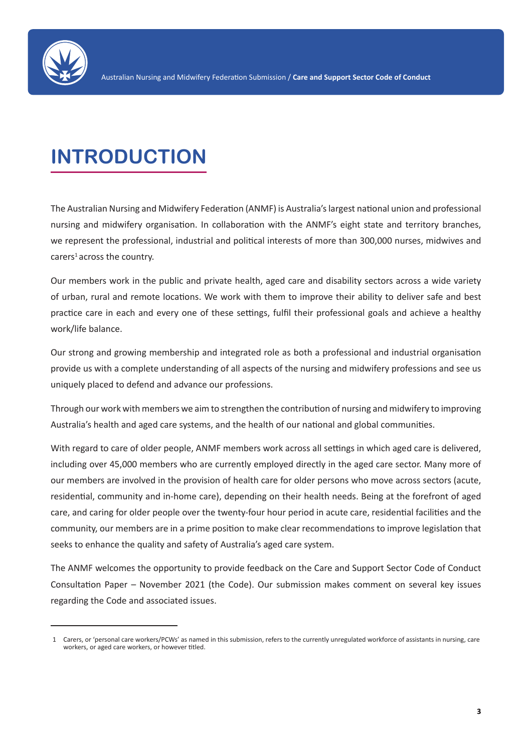# INTRODUCTION

The Australian Nursing and Midwifery Federation (ANMF) is Australia's largest national union and professional nursing and midwifery organisation. In collaboration with the ANMF's eight state and territory branches, we represent the professional, industrial and political interests of more than 300,000 nurses, midwives and carers[1] across the country.

Our members work in the public and private health, aged care and disability sectors across a wide variety of urban, rural and remote locations. We work with them to improve their ability to deliver safe and best practice care in each and every one of these settings, fulfil their professional goals and achieve a healthy work/life balance.

Our strong and growing membership and integrated role as both a professional and industrial organisation provide us with a complete understanding of all aspects of the nursing and midwifery professions and see us uniquely placed to defend and advance our professions.

Through our work with members we aim to strengthen the contribution of nursing and midwifery to improving Australia's health and aged care systems, and the health of our national and global communities.

With regard to care of older people, ANMF members work across all settings in which aged care is delivered, including over 45,000 members who are currently employed directly in the aged care sector. Many more of our members are involved in the provision of health care for older persons who move across sectors (acute, residential, community and in-home care), depending on their health needs. Being at the forefront of aged care, and caring for older people over the twenty-four hour period in acute care, residential facilities and the community, our members are in a prime position to make clear recommendations to improve legislation that seeks to enhance the quality and safety of Australia's aged care system.

The ANMF welcomes the opportunity to provide feedback on the Care and Support Sector Code of Conduct Consultation Paper – November 2021 (the Code). Our submission makes comment on several key issues regarding the Code and associated issues.

---

1 Carers, or 'personal care workers/PCWs' as named in this submission, refers to the currently unregulated workforce of assistants in nursing, care workers, or aged care workers, or however titled.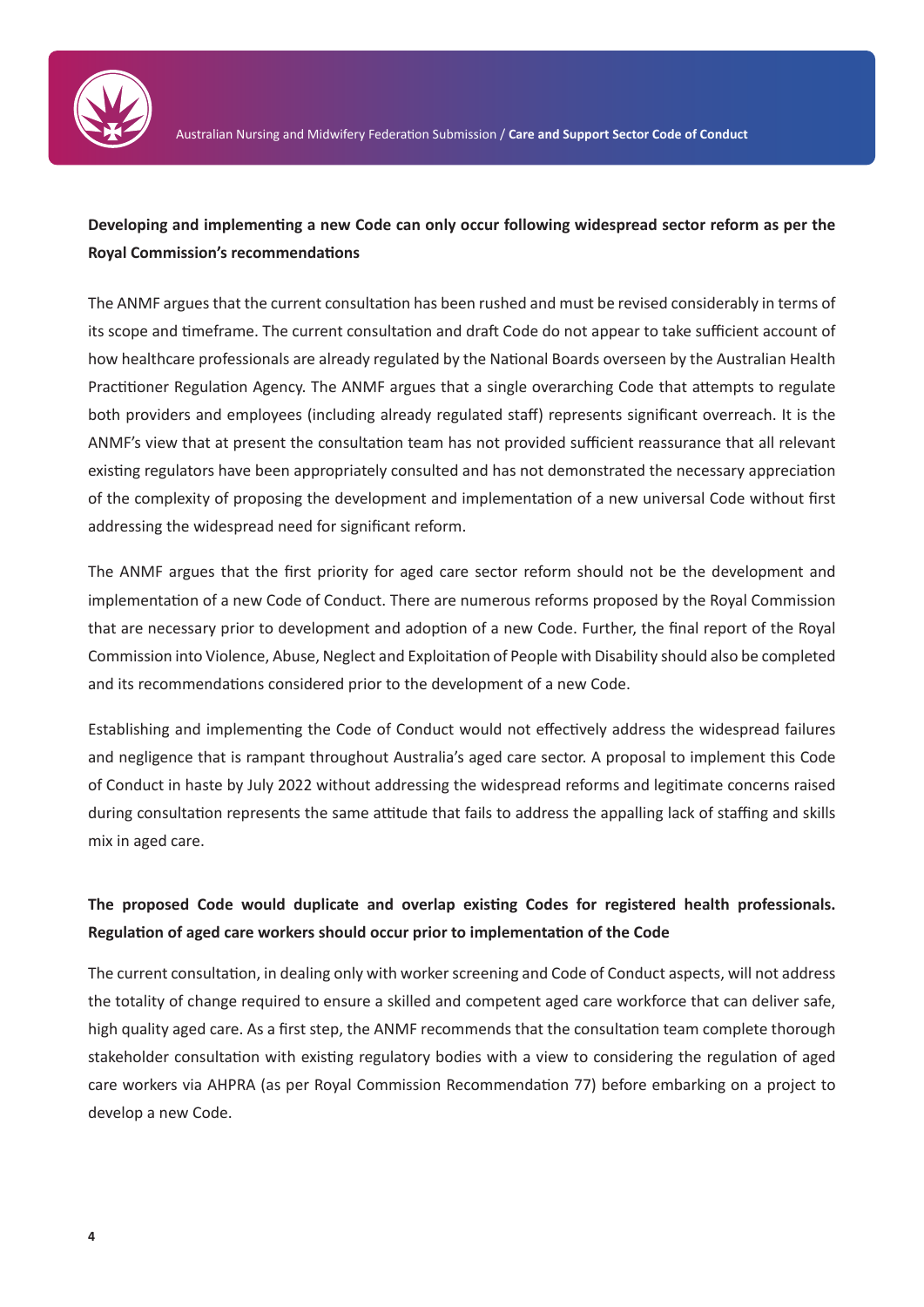**Developing and implementing a new Code can only occur following widespread sector reform as per the Royal Commission's recommendations**

The ANMF argues that the current consultation has been rushed and must be revised considerably in terms of its scope and timeframe. The current consultation and draft Code do not appear to take sufficient account of how healthcare professionals are already regulated by the National Boards overseen by the Australian Health Practitioner Regulation Agency. The ANMF argues that a single overarching Code that attempts to regulate both providers and employees (including already regulated staff) represents significant overreach. It is the ANMF's view that at present the consultation team has not provided sufficient reassurance that all relevant existing regulators have been appropriately consulted and has not demonstrated the necessary appreciation of the complexity of proposing the development and implementation of a new universal Code without first addressing the widespread need for significant reform.

The ANMF argues that the first priority for aged care sector reform should not be the development and implementation of a new Code of Conduct. There are numerous reforms proposed by the Royal Commission that are necessary prior to development and adoption of a new Code. Further, the final report of the Royal Commission into Violence, Abuse, Neglect and Exploitation of People with Disability should also be completed and its recommendations considered prior to the development of a new Code.

Establishing and implementing the Code of Conduct would not effectively address the widespread failures and negligence that is rampant throughout Australia's aged care sector. A proposal to implement this Code of Conduct in haste by July 2022 without addressing the widespread reforms and legitimate concerns raised during consultation represents the same attitude that fails to address the appalling lack of staffing and skills mix in aged care.

**The proposed Code would duplicate and overlap existing Codes for registered health professionals. Regulation of aged care workers should occur prior to implementation of the Code**

The current consultation, in dealing only with worker screening and Code of Conduct aspects, will not address the totality of change required to ensure a skilled and competent aged care workforce that can deliver safe, high quality aged care. As a first step, the ANMF recommends that the consultation team complete thorough stakeholder consultation with existing regulatory bodies with a view to considering the regulation of aged care workers via AHPRA (as per Royal Commission Recommendation 77) before embarking on a project to develop a new Code.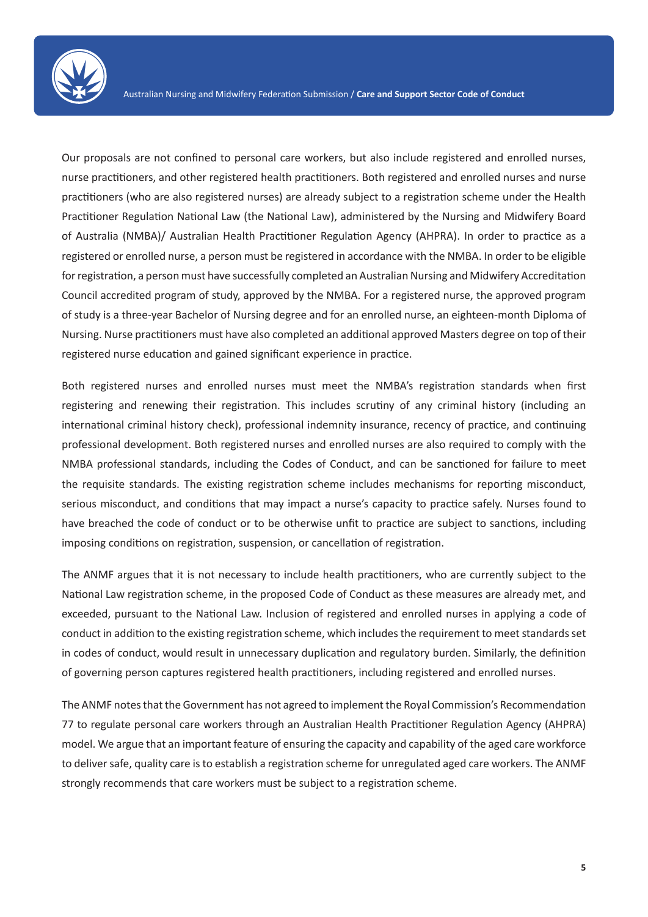Our proposals are not confined to personal care workers, but also include registered and enrolled nurses, nurse practitioners, and other registered health practitioners. Both registered and enrolled nurses and nurse practitioners (who are also registered nurses) are already subject to a registration scheme under the Health Practitioner Regulation National Law (the National Law), administered by the Nursing and Midwifery Board of Australia (NMBA)/ Australian Health Practitioner Regulation Agency (AHPRA). In order to practice as a registered or enrolled nurse, a person must be registered in accordance with the NMBA. In order to be eligible for registration, a person must have successfully completed an Australian Nursing and Midwifery Accreditation Council accredited program of study, approved by the NMBA. For a registered nurse, the approved program of study is a three-year Bachelor of Nursing degree and for an enrolled nurse, an eighteen-month Diploma of Nursing. Nurse practitioners must have also completed an additional approved Masters degree on top of their registered nurse education and gained significant experience in practice.

Both registered nurses and enrolled nurses must meet the NMBA's registration standards when first registering and renewing their registration. This includes scrutiny of any criminal history (including an international criminal history check), professional indemnity insurance, recency of practice, and continuing professional development. Both registered nurses and enrolled nurses are also required to comply with the NMBA professional standards, including the Codes of Conduct, and can be sanctioned for failure to meet the requisite standards. The existing registration scheme includes mechanisms for reporting misconduct, serious misconduct, and conditions that may impact a nurse's capacity to practice safely. Nurses found to have breached the code of conduct or to be otherwise unfit to practice are subject to sanctions, including imposing conditions on registration, suspension, or cancellation of registration.

The ANMF argues that it is not necessary to include health practitioners, who are currently subject to the National Law registration scheme, in the proposed Code of Conduct as these measures are already met, and exceeded, pursuant to the National Law. Inclusion of registered and enrolled nurses in applying a code of conduct in addition to the existing registration scheme, which includes the requirement to meet standards set in codes of conduct, would result in unnecessary duplication and regulatory burden. Similarly, the definition of governing person captures registered health practitioners, including registered and enrolled nurses.

The ANMF notes that the Government has not agreed to implement the Royal Commission's Recommendation 77 to regulate personal care workers through an Australian Health Practitioner Regulation Agency (AHPRA) model. We argue that an important feature of ensuring the capacity and capability of the aged care workforce to deliver safe, quality care is to establish a registration scheme for unregulated aged care workers. The ANMF strongly recommends that care workers must be subject to a registration scheme.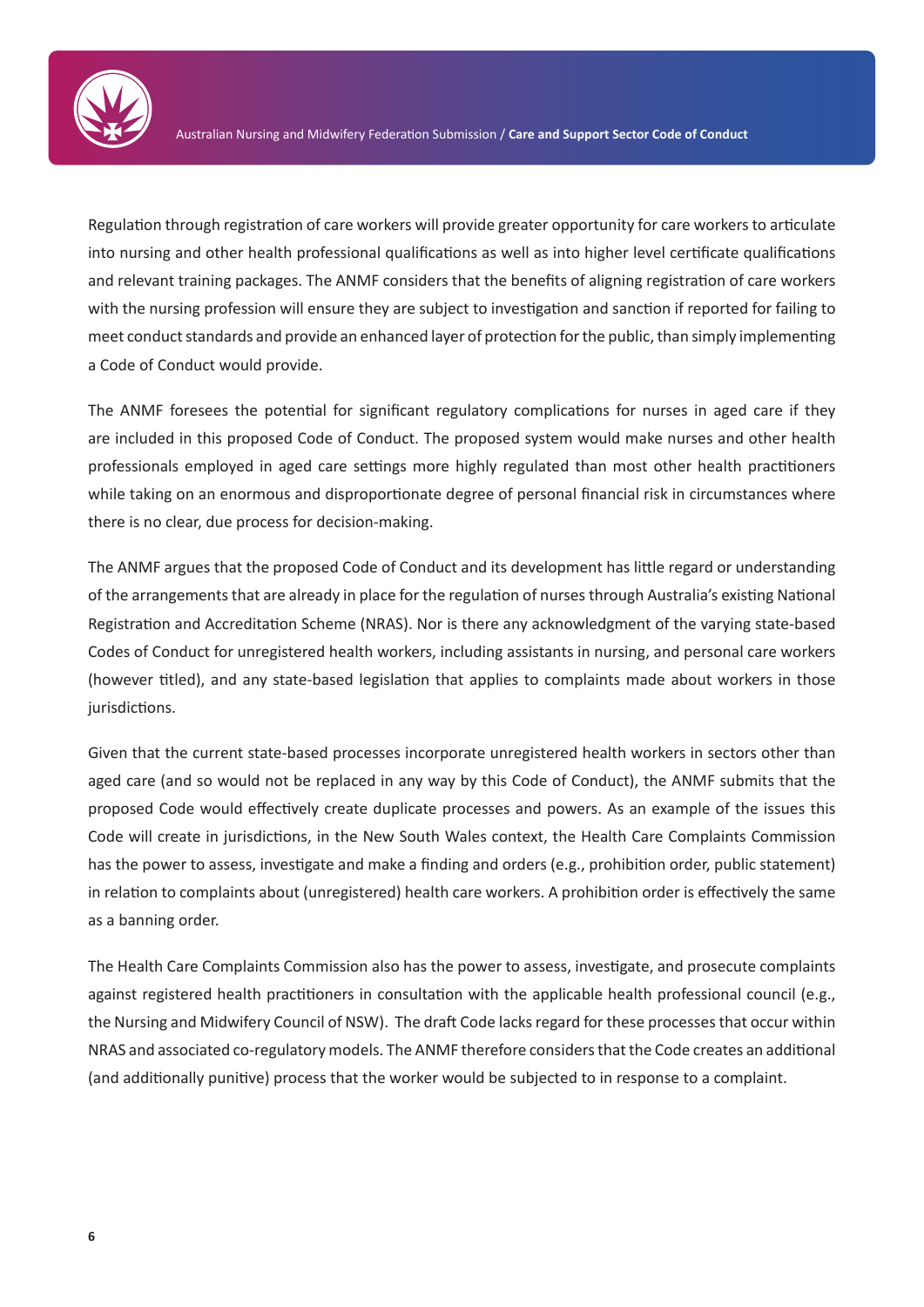Regulation through registration of care workers will provide greater opportunity for care workers to articulate into nursing and other health professional qualifications as well as into higher level certificate qualifications and relevant training packages. The ANMF considers that the benefits of aligning registration of care workers with the nursing profession will ensure they are subject to investigation and sanction if reported for failing to meet conduct standards and provide an enhanced layer of protection for the public, than simply implementing a Code of Conduct would provide.

The ANMF foresees the potential for significant regulatory complications for nurses in aged care if they are included in this proposed Code of Conduct. The proposed system would make nurses and other health professionals employed in aged care settings more highly regulated than most other health practitioners while taking on an enormous and disproportionate degree of personal financial risk in circumstances where there is no clear, due process for decision-making.

The ANMF argues that the proposed Code of Conduct and its development has little regard or understanding of the arrangements that are already in place for the regulation of nurses through Australia's existing National Registration and Accreditation Scheme (NRAS). Nor is there any acknowledgment of the varying state-based Codes of Conduct for unregistered health workers, including assistants in nursing, and personal care workers (however titled), and any state-based legislation that applies to complaints made about workers in those jurisdictions.

Given that the current state-based processes incorporate unregistered health workers in sectors other than aged care (and so would not be replaced in any way by this Code of Conduct), the ANMF submits that the proposed Code would effectively create duplicate processes and powers. As an example of the issues this Code will create in jurisdictions, in the New South Wales context, the Health Care Complaints Commission has the power to assess, investigate and make a finding and orders (e.g., prohibition order, public statement) in relation to complaints about (unregistered) health care workers. A prohibition order is effectively the same as a banning order.

The Health Care Complaints Commission also has the power to assess, investigate, and prosecute complaints against registered health practitioners in consultation with the applicable health professional council (e.g., the Nursing and Midwifery Council of NSW). The draft Code lacks regard for these processes that occur within NRAS and associated co-regulatory models. The ANMF therefore considers that the Code creates an additional (and additionally punitive) process that the worker would be subjected to in response to a complaint.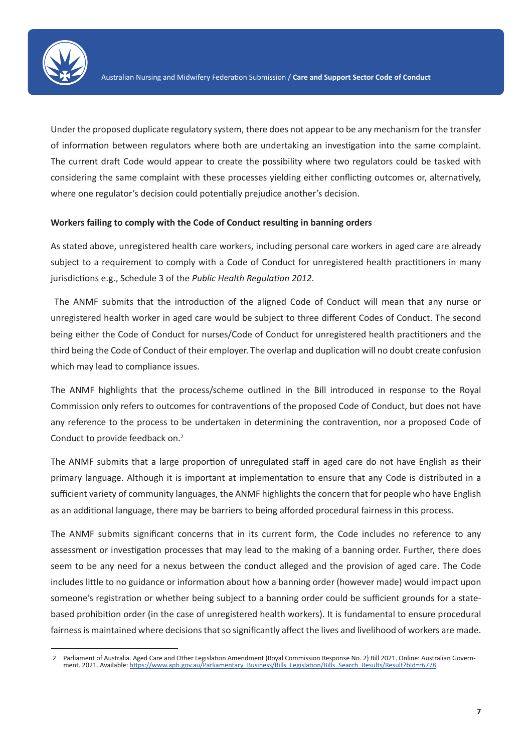Under the proposed duplicate regulatory system, there does not appear to be any mechanism for the transfer of information between regulators where both are undertaking an investigation into the same complaint. The current draft Code would appear to create the possibility where two regulators could be tasked with considering the same complaint with these processes yielding either conflicting outcomes or, alternatively, where one regulator's decision could potentially prejudice another's decision.

**Workers failing to comply with the Code of Conduct resulting in banning orders**

As stated above, unregistered health care workers, including personal care workers in aged care are already subject to a requirement to comply with a Code of Conduct for unregistered health practitioners in many jurisdictions e.g., Schedule 3 of the *Public Health Regulation 2012*.

The ANMF submits that the introduction of the aligned Code of Conduct will mean that any nurse or unregistered health worker in aged care would be subject to three different Codes of Conduct. The second being either the Code of Conduct for nurses/Code of Conduct for unregistered health practitioners and the third being the Code of Conduct of their employer. The overlap and duplication will no doubt create confusion which may lead to compliance issues.

The ANMF highlights that the process/scheme outlined in the Bill introduced in response to the Royal Commission only refers to outcomes for contraventions of the proposed Code of Conduct, but does not have any reference to the process to be undertaken in determining the contravention, nor a proposed Code of Conduct to provide feedback on.[2]

The ANMF submits that a large proportion of unregulated staff in aged care do not have English as their primary language. Although it is important at implementation to ensure that any Code is distributed in a sufficient variety of community languages, the ANMF highlights the concern that for people who have English as an additional language, there may be barriers to being afforded procedural fairness in this process.

The ANMF submits significant concerns that in its current form, the Code includes no reference to any assessment or investigation processes that may lead to the making of a banning order. Further, there does seem to be any need for a nexus between the conduct alleged and the provision of aged care. The Code includes little to no guidance or information about how a banning order (however made) would impact upon someone's registration or whether being subject to a banning order could be sufficient grounds for a state-based prohibition order (in the case of unregistered health workers). It is fundamental to ensure procedural fairness is maintained where decisions that so significantly affect the lives and livelihood of workers are made.

---

2 Parliament of Australia. Aged Care and Other Legislation Amendment (Royal Commission Response No. 2) Bill 2021. Online: Australian Government. 2021. Available: https://www.aph.gov.au/Parliamentary_Business/Bills_Legislation/Bills_Search_Results/Result?bId=r6778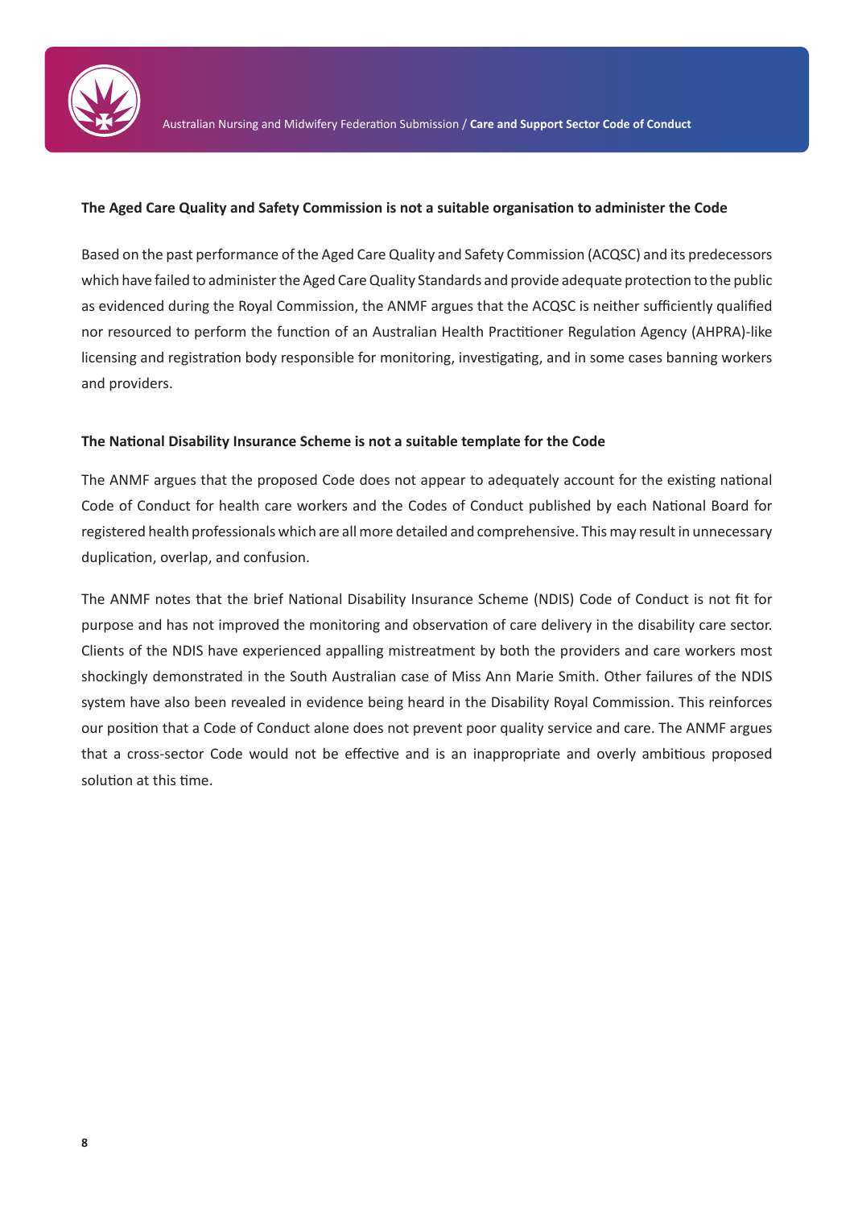**The Aged Care Quality and Safety Commission is not a suitable organisation to administer the Code**

Based on the past performance of the Aged Care Quality and Safety Commission (ACQSC) and its predecessors which have failed to administer the Aged Care Quality Standards and provide adequate protection to the public as evidenced during the Royal Commission, the ANMF argues that the ACQSC is neither sufficiently qualified nor resourced to perform the function of an Australian Health Practitioner Regulation Agency (AHPRA)-like licensing and registration body responsible for monitoring, investigating, and in some cases banning workers and providers.

**The National Disability Insurance Scheme is not a suitable template for the Code**

The ANMF argues that the proposed Code does not appear to adequately account for the existing national Code of Conduct for health care workers and the Codes of Conduct published by each National Board for registered health professionals which are all more detailed and comprehensive. This may result in unnecessary duplication, overlap, and confusion.

The ANMF notes that the brief National Disability Insurance Scheme (NDIS) Code of Conduct is not fit for purpose and has not improved the monitoring and observation of care delivery in the disability care sector. Clients of the NDIS have experienced appalling mistreatment by both the providers and care workers most shockingly demonstrated in the South Australian case of Miss Ann Marie Smith. Other failures of the NDIS system have also been revealed in evidence being heard in the Disability Royal Commission. This reinforces our position that a Code of Conduct alone does not prevent poor quality service and care. The ANMF argues that a cross-sector Code would not be effective and is an inappropriate and overly ambitious proposed solution at this time.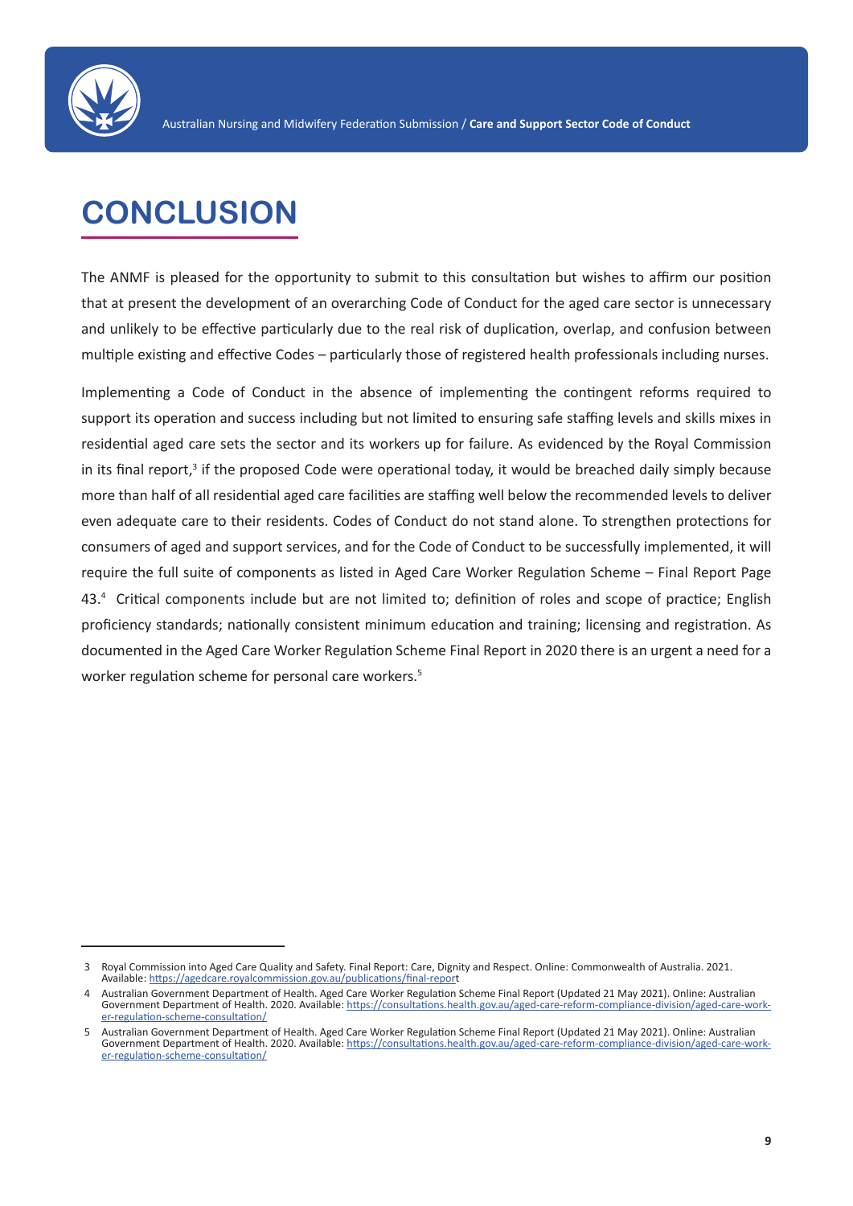# CONCLUSION

The ANMF is pleased for the opportunity to submit to this consultation but wishes to affirm our position that at present the development of an overarching Code of Conduct for the aged care sector is unnecessary and unlikely to be effective particularly due to the real risk of duplication, overlap, and confusion between multiple existing and effective Codes – particularly those of registered health professionals including nurses.

Implementing a Code of Conduct in the absence of implementing the contingent reforms required to support its operation and success including but not limited to ensuring safe staffing levels and skills mixes in residential aged care sets the sector and its workers up for failure. As evidenced by the Royal Commission in its final report,[3] if the proposed Code were operational today, it would be breached daily simply because more than half of all residential aged care facilities are staffing well below the recommended levels to deliver even adequate care to their residents. Codes of Conduct do not stand alone. To strengthen protections for consumers of aged and support services, and for the Code of Conduct to be successfully implemented, it will require the full suite of components as listed in Aged Care Worker Regulation Scheme – Final Report Page 43.[4] Critical components include but are not limited to; definition of roles and scope of practice; English proficiency standards; nationally consistent minimum education and training; licensing and registration. As documented in the Aged Care Worker Regulation Scheme Final Report in 2020 there is an urgent a need for a worker regulation scheme for personal care workers.[5]

---

3 Royal Commission into Aged Care Quality and Safety. Final Report: Care, Dignity and Respect. Online: Commonwealth of Australia. 2021. Available: https://agedcare.royalcommission.gov.au/publications/final-report

4 Australian Government Department of Health. Aged Care Worker Regulation Scheme Final Report (Updated 21 May 2021). Online: Australian Government Department of Health. 2020. Available: https://consultations.health.gov.au/aged-care-reform-compliance-division/aged-care-worker-regulation-scheme-consultation/

5 Australian Government Department of Health. Aged Care Worker Regulation Scheme Final Report (Updated 21 May 2021). Online: Australian Government Department of Health. 2020. Available: https://consultations.health.gov.au/aged-care-reform-compliance-division/aged-care-worker-regulation-scheme-consultation/